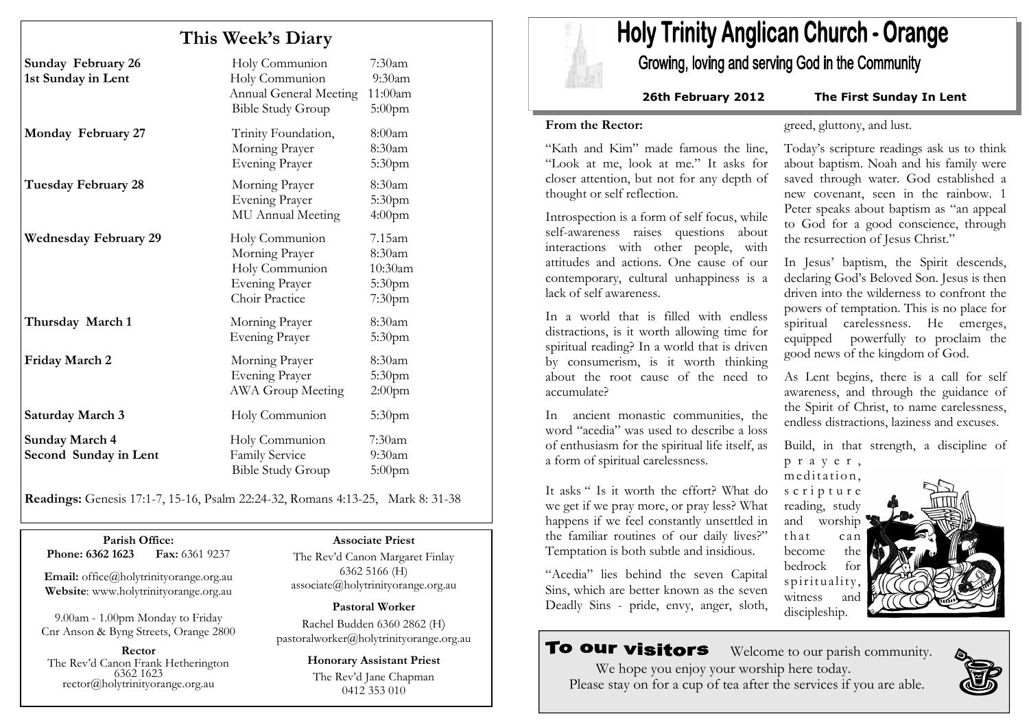## This Week's Diary

| | | |
|---|---|---|
| **Sunday February 26** | Holy Communion | 7:30am |
| **1st Sunday in Lent** | Holy Communion | 9:30am |
| | Annual General Meeting | 11:00am |
| | Bible Study Group | 5:00pm |
| **Monday February 27** | Trinity Foundation, | 8:00am |
| | Morning Prayer | 8:30am |
| | Evening Prayer | 5:30pm |
| **Tuesday February 28** | Morning Prayer | 8:30am |
| | Evening Prayer | 5:30pm |
| | MU Annual Meeting | 4:00pm |
| **Wednesday February 29** | Holy Communion | 7.15am |
| | Morning Prayer | 8:30am |
| | Holy Communion | 10:30am |
| | Evening Prayer | 5:30pm |
| | Choir Practice | 7:30pm |
| **Thursday March 1** | Morning Prayer | 8:30am |
| | Evening Prayer | 5:30pm |
| **Friday March 2** | Morning Prayer | 8:30am |
| | Evening Prayer | 5:30pm |
| | AWA Group Meeting | 2:00pm |
| **Saturday March 3** | Holy Communion | 5:30pm |
| **Sunday March 4** | Holy Communion | 7:30am |
| **Second Sunday in Lent** | Family Service | 9:30am |
| | Bible Study Group | 5:00pm |

**Readings:** Genesis 17:1-7, 15-16, Psalm 22:24-32, Romans 4:13-25, Mark 8: 31-38

**Parish Office:**
**Phone: 6362 1623** **Fax:** 6361 9237

**Email:** office@holytrinityorange.org.au
**Website**: www.holytrinityorange.org.au

9.00am - 1.00pm Monday to Friday
Cnr Anson & Byng Streets, Orange 2800

**Rector**
The Rev'd Canon Frank Hetherington
6362 1623
rector@holytrinityorange.org.au

**Associate Priest**
The Rev'd Canon Margaret Finlay
6362 5166 (H)
associate@holytrinityorange.org.au

**Pastoral Worker**
Rachel Budden 6360 2862 (H)
pastoralworker@holytrinityorange.org.au

**Honorary Assistant Priest**
The Rev'd Jane Chapman
0412 353 010

# Holy Trinity Anglican Church - Orange

## Growing, loving and serving God in the Community

**26th February 2012** **The First Sunday In Lent**

### From the Rector:

"Kath and Kim" made famous the line, "Look at me, look at me." It asks for closer attention, but not for any depth of thought or self reflection.

Introspection is a form of self focus, while self-awareness raises questions about interactions with other people, with attitudes and actions. One cause of our contemporary, cultural unhappiness is a lack of self awareness.

In a world that is filled with endless distractions, is it worth allowing time for spiritual reading? In a world that is driven by consumerism, is it worth thinking about the root cause of the need to accumulate?

In ancient monastic communities, the word "acedia" was used to describe a loss of enthusiasm for the spiritual life itself, as a form of spiritual carelessness.

It asks " Is it worth the effort? What do we get if we pray more, or pray less? What happens if we feel constantly unsettled in the familiar routines of our daily lives?" Temptation is both subtle and insidious.

"Acedia" lies behind the seven Capital Sins, which are better known as the seven Deadly Sins - pride, envy, anger, sloth, greed, gluttony, and lust.

Today's scripture readings ask us to think about baptism. Noah and his family were saved through water. God established a new covenant, seen in the rainbow. 1 Peter speaks about baptism as "an appeal to God for a good conscience, through the resurrection of Jesus Christ."

In Jesus' baptism, the Spirit descends, declaring God's Beloved Son. Jesus is then driven into the wilderness to confront the powers of temptation. This is no place for spiritual carelessness. He emerges, equipped powerfully to proclaim the good news of the kingdom of God.

As Lent begins, there is a call for self awareness, and through the guidance of the Spirit of Christ, to name carelessness, endless distractions, laziness and excuses.

Build, in that strength, a discipline of prayer, meditation, scripture reading, study and worship that can become the bedrock for spirituality, witness and discipleship.

**To our visitors** Welcome to our parish community.
We hope you enjoy your worship here today.
Please stay on for a cup of tea after the services if you are able.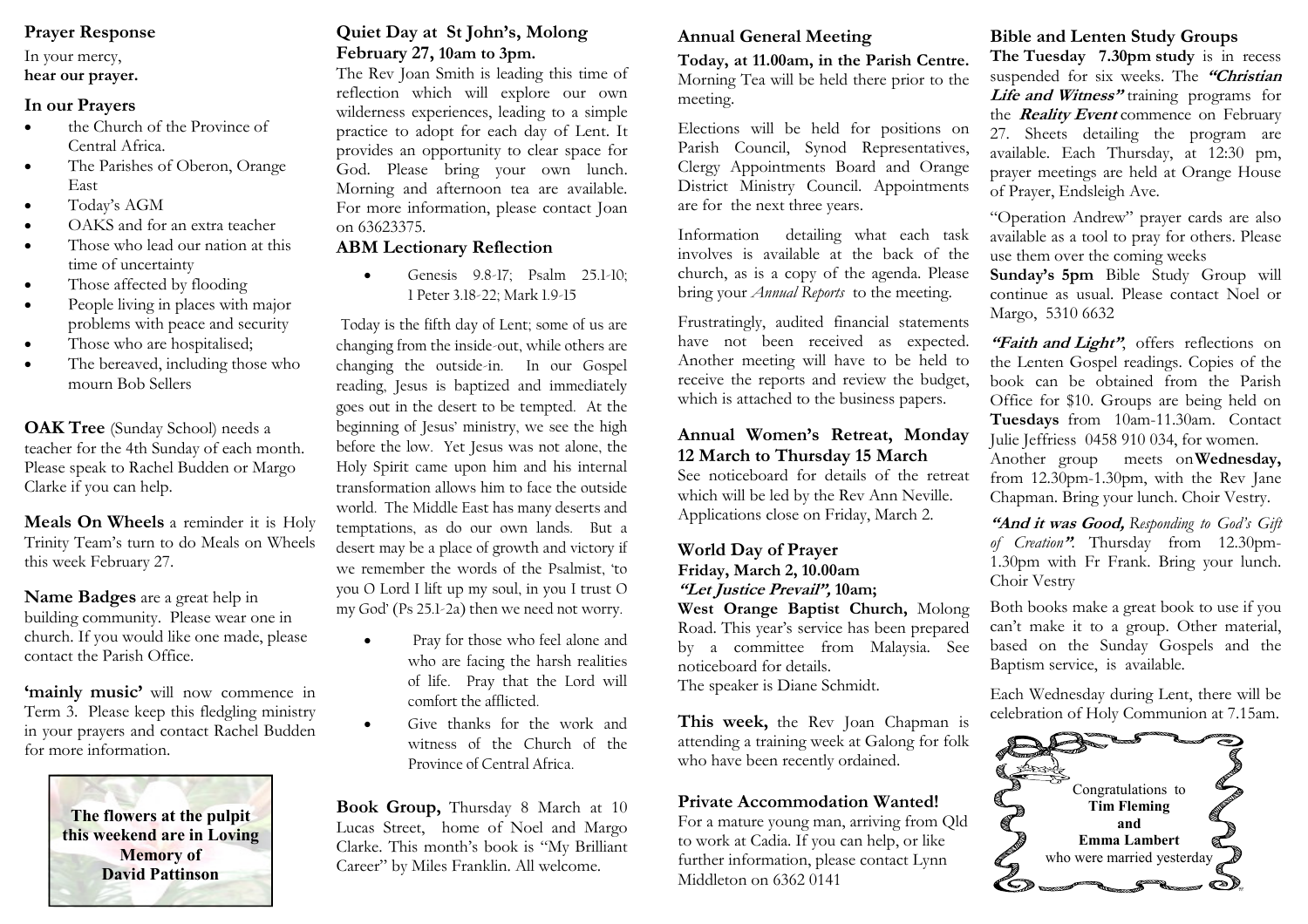**Prayer Response**

In your mercy,
**hear our prayer.**

**In our Prayers**

- the Church of the Province of Central Africa.
- The Parishes of Oberon, Orange East
- Today's AGM
- OAKS and for an extra teacher
- Those who lead our nation at this time of uncertainty
- Those affected by flooding
- People living in places with major problems with peace and security
- Those who are hospitalised;
- The bereaved, including those who mourn Bob Sellers

**OAK Tree** (Sunday School) needs a teacher for the 4th Sunday of each month. Please speak to Rachel Budden or Margo Clarke if you can help.

**Meals On Wheels** a reminder it is Holy Trinity Team's turn to do Meals on Wheels this week February 27.

**Name Badges** are a great help in building community. Please wear one in church. If you would like one made, please contact the Parish Office.

**'mainly music'** will now commence in Term 3. Please keep this fledgling ministry in your prayers and contact Rachel Budden for more information.

**The flowers at the pulpit this weekend are in Loving Memory of David Pattinson**

**Quiet Day at St John's, Molong February 27, 10am to 3pm.**

The Rev Joan Smith is leading this time of reflection which will explore our own wilderness experiences, leading to a simple practice to adopt for each day of Lent. It provides an opportunity to clear space for God. Please bring your own lunch. Morning and afternoon tea are available. For more information, please contact Joan on 63623375.

**ABM Lectionary Reflection**

- Genesis 9.8-17; Psalm 25.1-10; 1 Peter 3.18-22; Mark 1.9-15

Today is the fifth day of Lent; some of us are changing from the inside-out, while others are changing the outside-in. In our Gospel reading, Jesus is baptized and immediately goes out in the desert to be tempted. At the beginning of Jesus' ministry, we see the high before the low. Yet Jesus was not alone, the Holy Spirit came upon him and his internal transformation allows him to face the outside world. The Middle East has many deserts and temptations, as do our own lands. But a desert may be a place of growth and victory if we remember the words of the Psalmist, 'to you O Lord I lift up my soul, in you I trust O my God' (Ps 25.1-2a) then we need not worry.

- Pray for those who feel alone and who are facing the harsh realities of life. Pray that the Lord will comfort the afflicted.
- Give thanks for the work and witness of the Church of the Province of Central Africa.

**Book Group,** Thursday 8 March at 10 Lucas Street, home of Noel and Margo Clarke. This month's book is "My Brilliant Career" by Miles Franklin. All welcome.

**Annual General Meeting**

**Today, at 11.00am, in the Parish Centre.** Morning Tea will be held there prior to the meeting.

Elections will be held for positions on Parish Council, Synod Representatives, Clergy Appointments Board and Orange District Ministry Council. Appointments are for the next three years.

Information detailing what each task involves is available at the back of the church, as is a copy of the agenda. Please bring your *Annual Reports* to the meeting.

Frustratingly, audited financial statements have not been received as expected. Another meeting will have to be held to receive the reports and review the budget, which is attached to the business papers.

**Annual Women's Retreat, Monday 12 March to Thursday 15 March**

See noticeboard for details of the retreat which will be led by the Rev Ann Neville. Applications close on Friday, March 2.

**World Day of Prayer**
**Friday, March 2, 10.00am**
***"Let Justice Prevail",* 10am;**
**West Orange Baptist Church,** Molong Road. This year's service has been prepared by a committee from Malaysia. See noticeboard for details.
The speaker is Diane Schmidt.

**This week,** the Rev Joan Chapman is attending a training week at Galong for folk who have been recently ordained.

**Private Accommodation Wanted!**

For a mature young man, arriving from Qld to work at Cadia. If you can help, or like further information, please contact Lynn Middleton on 6362 0141

**Bible and Lenten Study Groups**

**The Tuesday 7.30pm study** is in recess suspended for six weeks. The ***"Christian Life and Witness"*** training programs for the ***Reality Event*** commence on February 27. Sheets detailing the program are available. Each Thursday, at 12:30 pm, prayer meetings are held at Orange House of Prayer, Endsleigh Ave.

"Operation Andrew" prayer cards are also available as a tool to pray for others. Please use them over the coming weeks

**Sunday's 5pm** Bible Study Group will continue as usual. Please contact Noel or Margo, 5310 6632

***"Faith and Light"***, offers reflections on the Lenten Gospel readings. Copies of the book can be obtained from the Parish Office for $10. Groups are being held on **Tuesdays** from 10am-11.30am. Contact Julie Jeffriess 0458 910 034, for women.
Another group meets on **Wednesday,** from 12.30pm-1.30pm, with the Rev Jane Chapman. Bring your lunch. Choir Vestry.

***"And it was Good,*** *Responding to God's Gift of Creation"*. Thursday from 12.30pm-1.30pm with Fr Frank. Bring your lunch. Choir Vestry

Both books make a great book to use if you can't make it to a group. Other material, based on the Sunday Gospels and the Baptism service, is available.

Each Wednesday during Lent, there will be celebration of Holy Communion at 7.15am.

Congratulations to
**Tim Fleming**
**and**
**Emma Lambert**
who were married yesterday